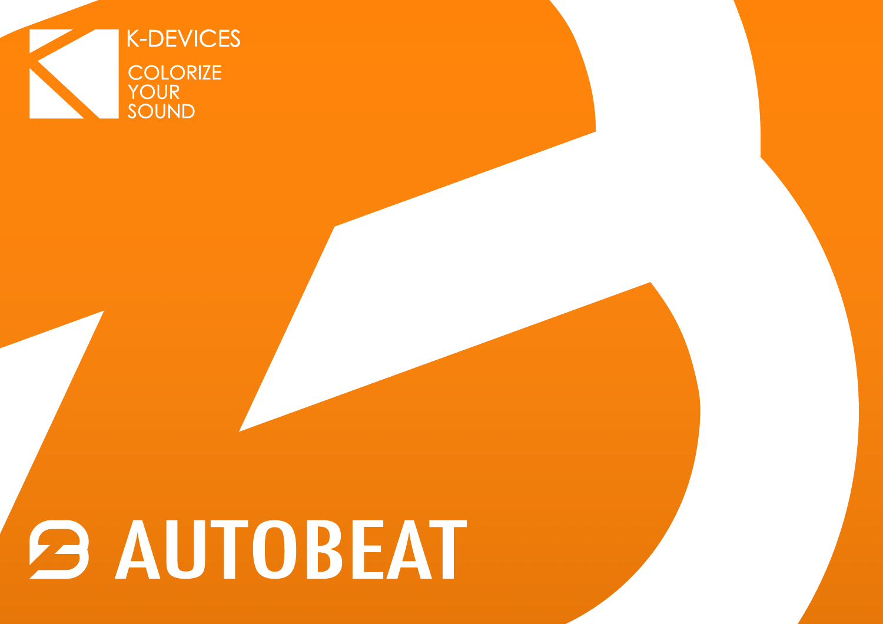K-DEVICES

COLORIZE YOUR SOUND

# AUTOBEAT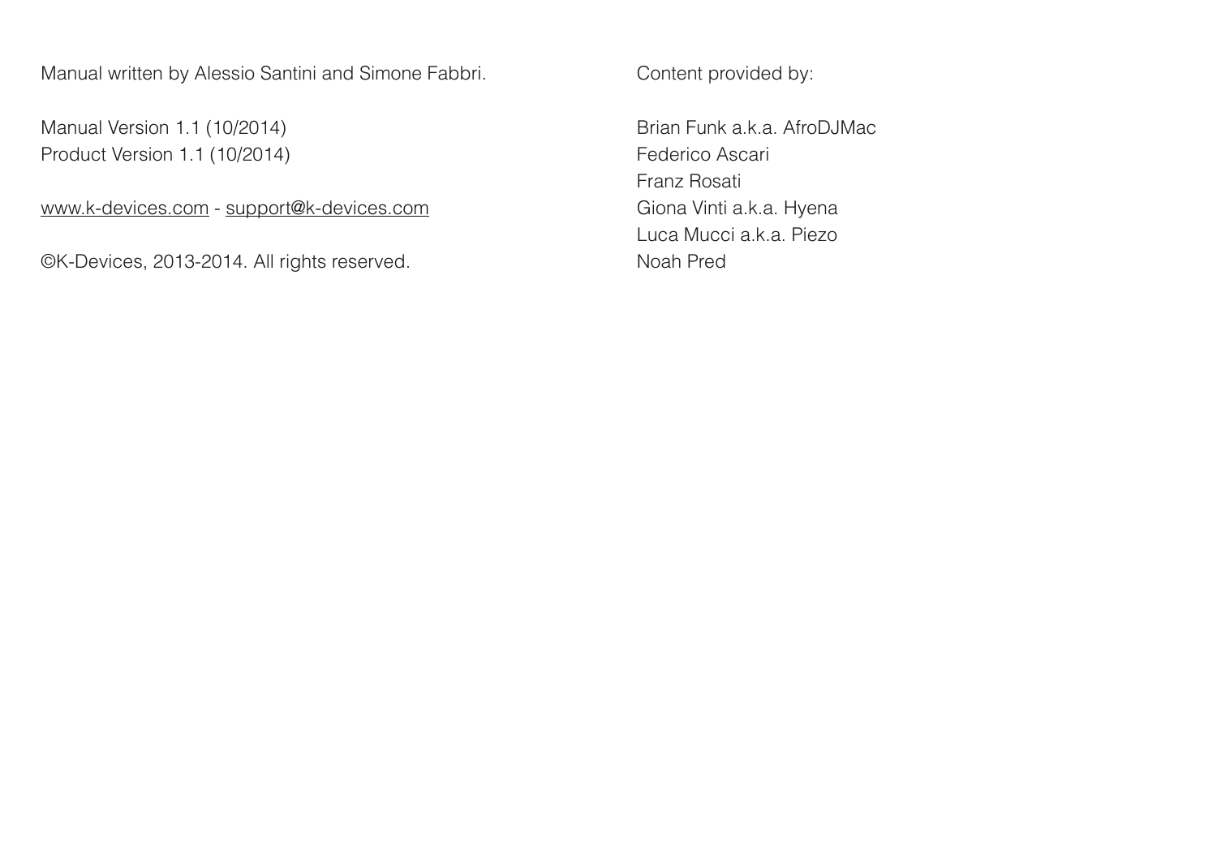Manual written by Alessio Santini and Simone Fabbri.

Manual Version 1.1 (10/2014)
Product Version 1.1 (10/2014)

www.k-devices.com - support@k-devices.com

©K-Devices, 2013-2014. All rights reserved.

Content provided by:

Brian Funk a.k.a. AfroDJMac
Federico Ascari
Franz Rosati
Giona Vinti a.k.a. Hyena
Luca Mucci a.k.a. Piezo
Noah Pred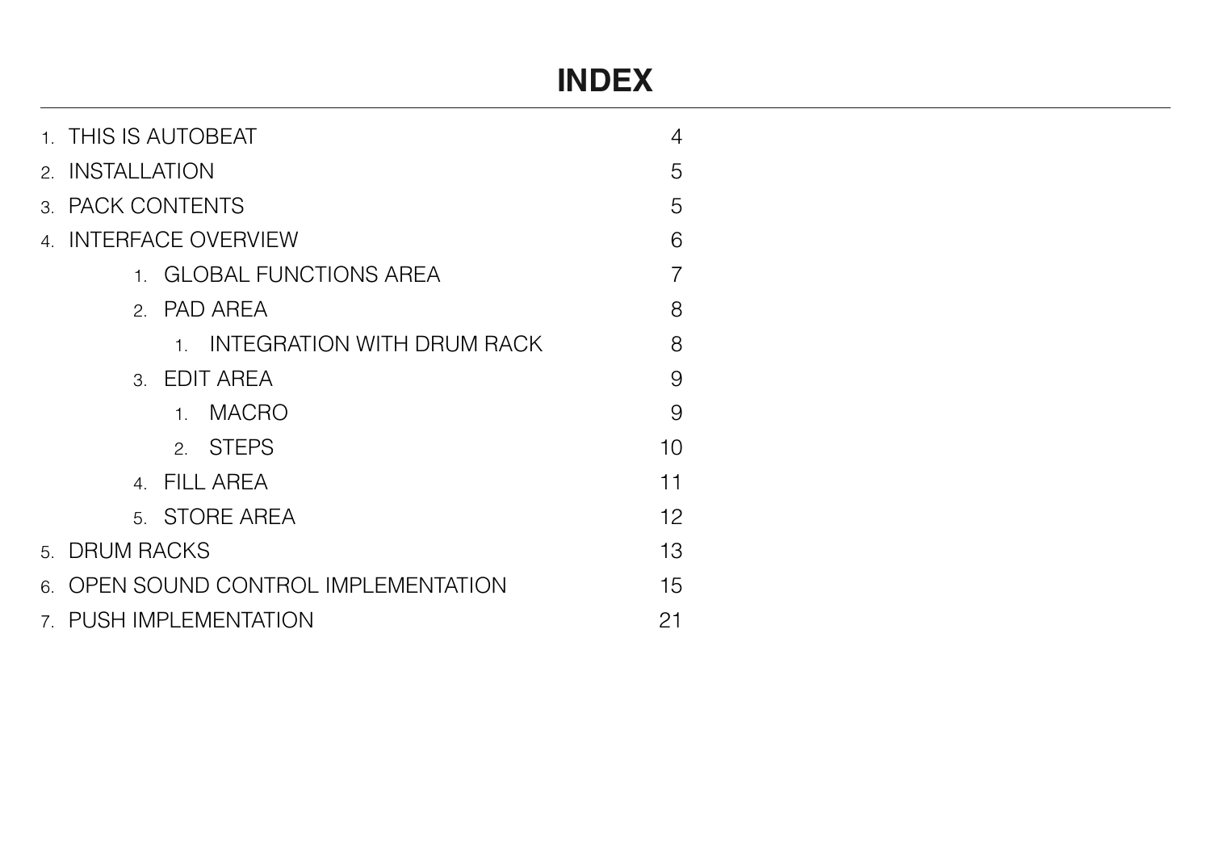# INDEX

1. THIS IS AUTOBEAT 4
2. INSTALLATION 5
3. PACK CONTENTS 5
4. INTERFACE OVERVIEW 6
    1. GLOBAL FUNCTIONS AREA 7
    2. PAD AREA 8
        1. INTEGRATION WITH DRUM RACK 8
    3. EDIT AREA 9
        1. MACRO 9
        2. STEPS 10
    4. FILL AREA 11
    5. STORE AREA 12
5. DRUM RACKS 13
6. OPEN SOUND CONTROL IMPLEMENTATION 15
7. PUSH IMPLEMENTATION 21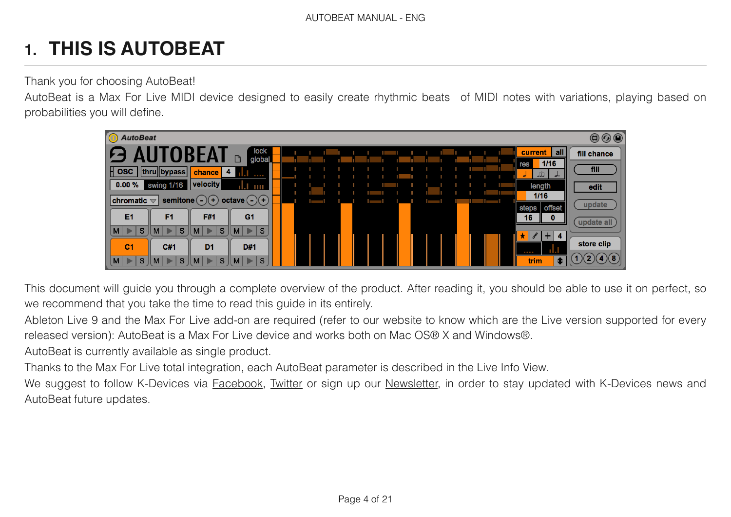# 1. THIS IS AUTOBEAT

Thank you for choosing AutoBeat!

AutoBeat is a Max For Live MIDI device designed to easily create rhythmic beats  of MIDI notes with variations, playing based on probabilities you will define.

This document will guide you through a complete overview of the product. After reading it, you should be able to use it on perfect, so we recommend that you take the time to read this guide in its entirely.

Ableton Live 9 and the Max For Live add-on are required (refer to our website to know which are the Live version supported for every released version): AutoBeat is a Max For Live device and works both on Mac OS® X and Windows®.

AutoBeat is currently available as single product.

Thanks to the Max For Live total integration, each AutoBeat parameter is described in the Live Info View.

We suggest to follow K-Devices via Facebook, Twitter or sign up our Newsletter, in order to stay updated with K-Devices news and AutoBeat future updates.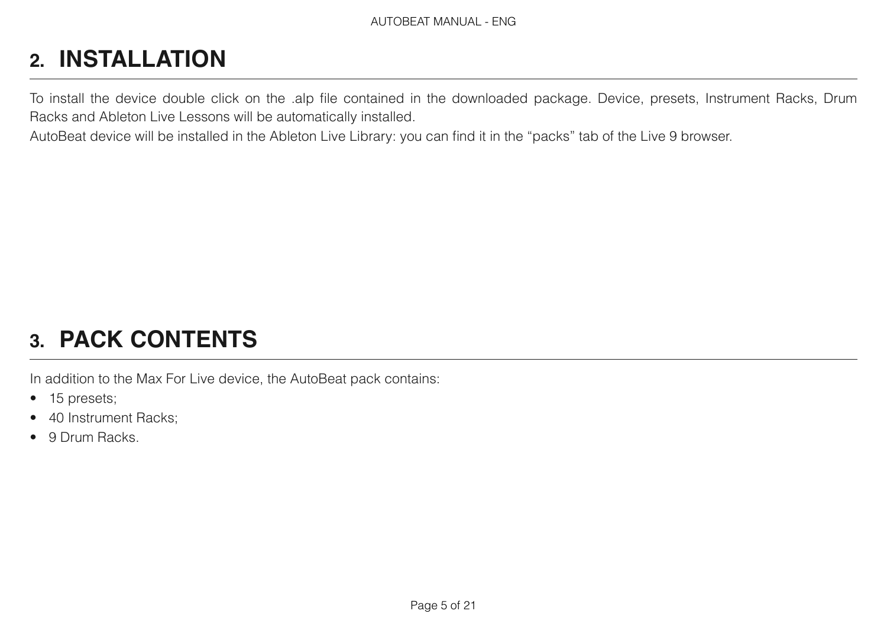## 2. INSTALLATION

To install the device double click on the .alp file contained in the downloaded package. Device, presets, Instrument Racks, Drum Racks and Ableton Live Lessons will be automatically installed.
AutoBeat device will be installed in the Ableton Live Library: you can find it in the “packs” tab of the Live 9 browser.

## 3. PACK CONTENTS

In addition to the Max For Live device, the AutoBeat pack contains:

- 15 presets;
- 40 Instrument Racks;
- 9 Drum Racks.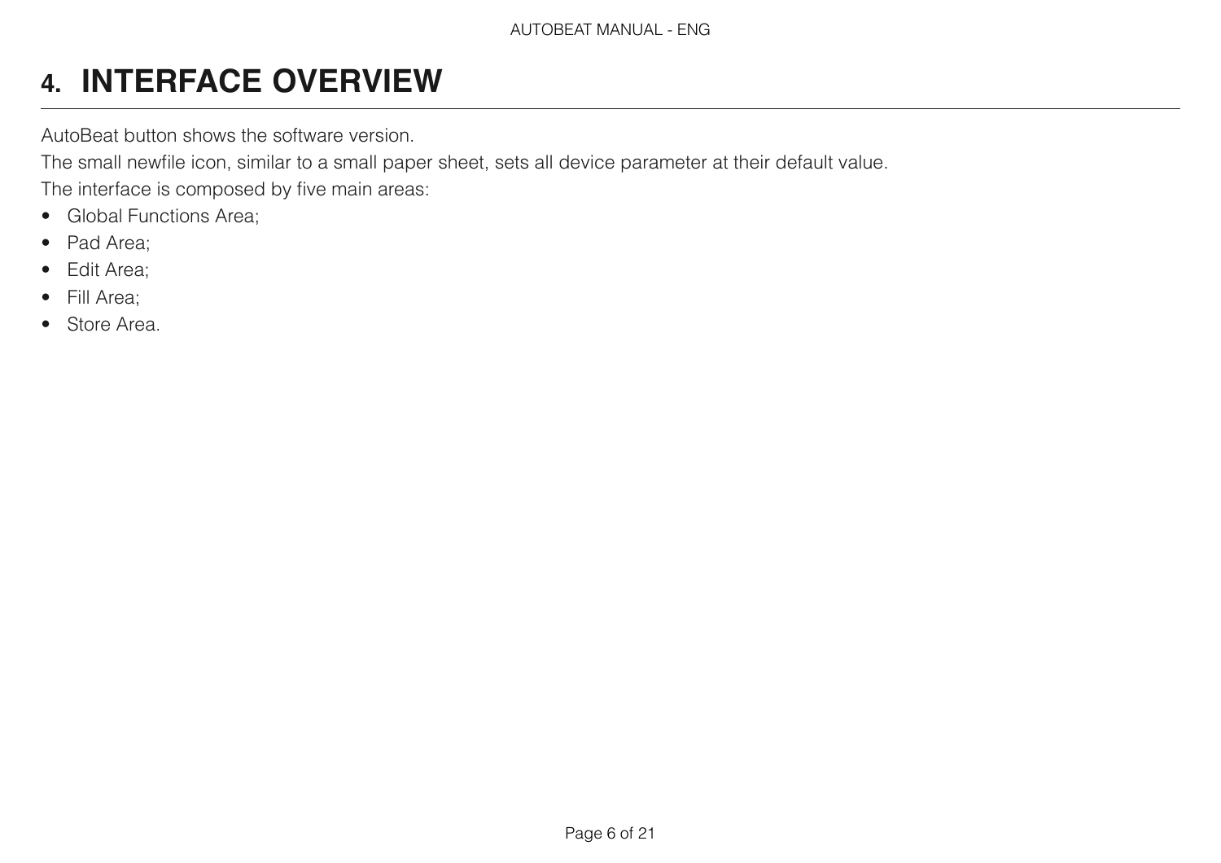# 4. INTERFACE OVERVIEW

AutoBeat button shows the software version.

The small newfile icon, similar to a small paper sheet, sets all device parameter at their default value.

The interface is composed by five main areas:

- Global Functions Area;
- Pad Area;
- Edit Area;
- Fill Area;
- Store Area.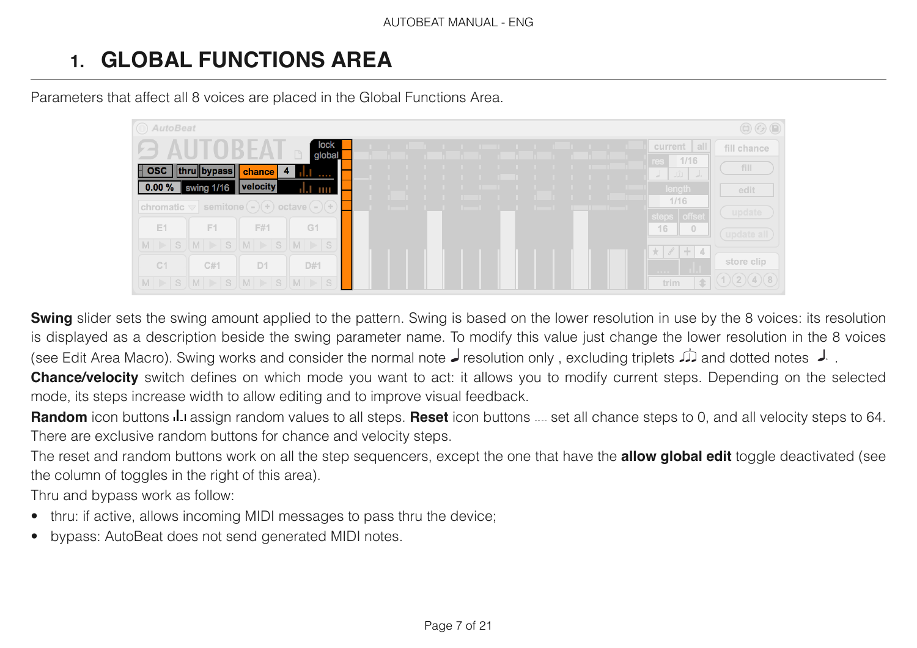# 1. GLOBAL FUNCTIONS AREA

Parameters that affect all 8 voices are placed in the Global Functions Area.

**Swing** slider sets the swing amount applied to the pattern. Swing is based on the lower resolution in use by the 8 voices: its resolution is displayed as a description beside the swing parameter name. To modify this value just change the lower resolution in the 8 voices (see Edit Area Macro). Swing works and consider the normal note ♩ resolution only , excluding triplets and dotted notes .

**Chance/velocity** switch defines on which mode you want to act: it allows you to modify current steps. Depending on the selected mode, its steps increase width to allow editing and to improve visual feedback.

**Random** icon buttons assign random values to all steps. **Reset** icon buttons .... set all chance steps to 0, and all velocity steps to 64. There are exclusive random buttons for chance and velocity steps.

The reset and random buttons work on all the step sequencers, except the one that have the **allow global edit** toggle deactivated (see the column of toggles in the right of this area).

Thru and bypass work as follow:

- thru: if active, allows incoming MIDI messages to pass thru the device;
- bypass: AutoBeat does not send generated MIDI notes.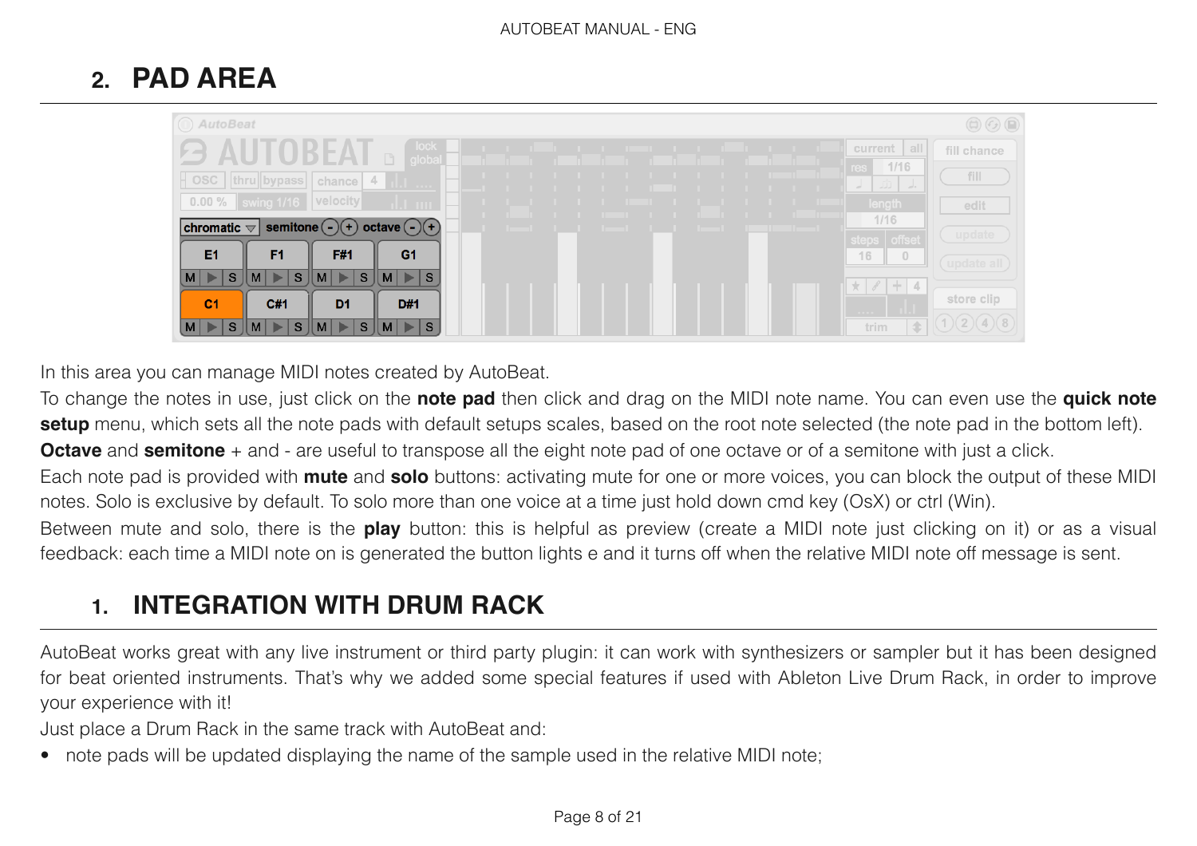## 2. PAD AREA

In this area you can manage MIDI notes created by AutoBeat.

To change the notes in use, just click on the **note pad** then click and drag on the MIDI note name. You can even use the **quick note setup** menu, which sets all the note pads with default setups scales, based on the root note selected (the note pad in the bottom left).

**Octave** and **semitone** + and - are useful to transpose all the eight note pad of one octave or of a semitone with just a click.

Each note pad is provided with **mute** and **solo** buttons: activating mute for one or more voices, you can block the output of these MIDI notes. Solo is exclusive by default. To solo more than one voice at a time just hold down cmd key (OsX) or ctrl (Win).

Between mute and solo, there is the **play** button: this is helpful as preview (create a MIDI note just clicking on it) or as a visual feedback: each time a MIDI note on is generated the button lights e and it turns off when the relative MIDI note off message is sent.

### 1. INTEGRATION WITH DRUM RACK

AutoBeat works great with any live instrument or third party plugin: it can work with synthesizers or sampler but it has been designed for beat oriented instruments. That's why we added some special features if used with Ableton Live Drum Rack, in order to improve your experience with it!

Just place a Drum Rack in the same track with AutoBeat and:

- note pads will be updated displaying the name of the sample used in the relative MIDI note;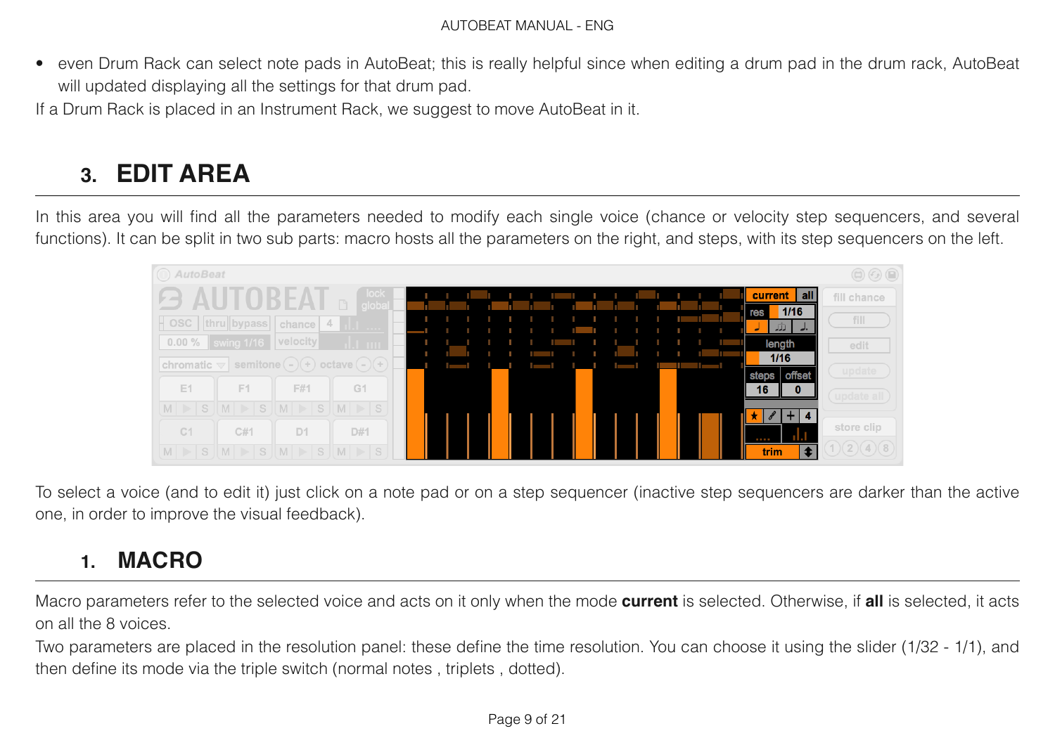- even Drum Rack can select note pads in AutoBeat; this is really helpful since when editing a drum pad in the drum rack, AutoBeat will updated displaying all the settings for that drum pad.

If a Drum Rack is placed in an Instrument Rack, we suggest to move AutoBeat in it.

# 3. EDIT AREA

In this area you will find all the parameters needed to modify each single voice (chance or velocity step sequencers, and several functions). It can be split in two sub parts: macro hosts all the parameters on the right, and steps, with its step sequencers on the left.

To select a voice (and to edit it) just click on a note pad or on a step sequencer (inactive step sequencers are darker than the active one, in order to improve the visual feedback).

## 1. MACRO

Macro parameters refer to the selected voice and acts on it only when the mode **current** is selected. Otherwise, if **all** is selected, it acts on all the 8 voices.

Two parameters are placed in the resolution panel: these define the time resolution. You can choose it using the slider (1/32 - 1/1), and then define its mode via the triple switch (normal notes , triplets , dotted).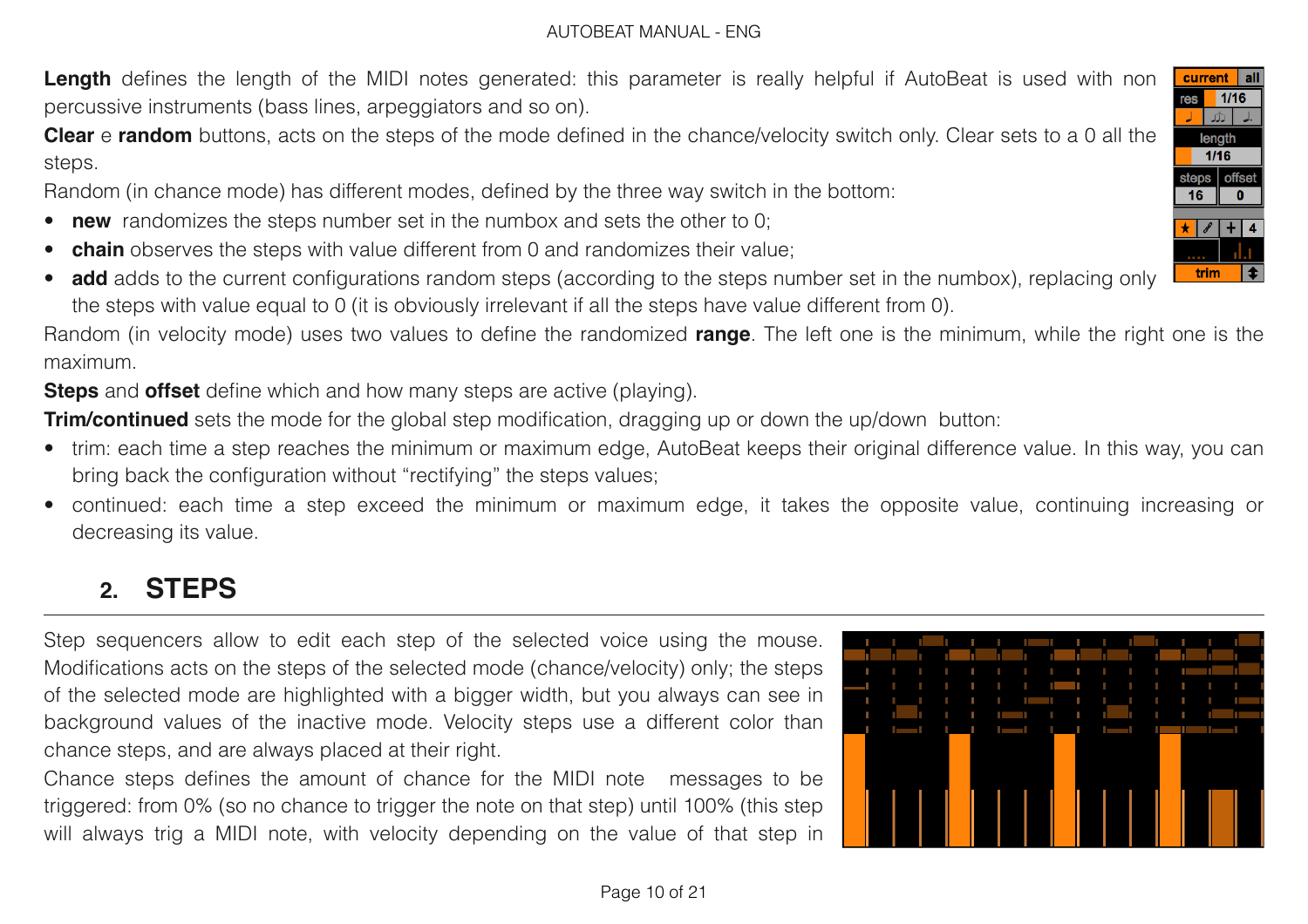**Length** defines the length of the MIDI notes generated: this parameter is really helpful if AutoBeat is used with non percussive instruments (bass lines, arpeggiators and so on).

**Clear** e **random** buttons, acts on the steps of the mode defined in the chance/velocity switch only. Clear sets to a 0 all the steps.

Random (in chance mode) has different modes, defined by the three way switch in the bottom:

- **new** randomizes the steps number set in the numbox and sets the other to 0;
- **chain** observes the steps with value different from 0 and randomizes their value;
- **add** adds to the current configurations random steps (according to the steps number set in the numbox), replacing only the steps with value equal to 0 (it is obviously irrelevant if all the steps have value different from 0).

Random (in velocity mode) uses two values to define the randomized **range**. The left one is the minimum, while the right one is the maximum.

**Steps** and **offset** define which and how many steps are active (playing).

**Trim/continued** sets the mode for the global step modification, dragging up or down the up/down button:

- trim: each time a step reaches the minimum or maximum edge, AutoBeat keeps their original difference value. In this way, you can bring back the configuration without "rectifying" the steps values;
- continued: each time a step exceed the minimum or maximum edge, it takes the opposite value, continuing increasing or decreasing its value.

## 2. STEPS

Step sequencers allow to edit each step of the selected voice using the mouse. Modifications acts on the steps of the selected mode (chance/velocity) only; the steps of the selected mode are highlighted with a bigger width, but you always can see in background values of the inactive mode. Velocity steps use a different color than chance steps, and are always placed at their right.

Chance steps defines the amount of chance for the MIDI note messages to be triggered: from 0% (so no chance to trigger the note on that step) until 100% (this step will always trig a MIDI note, with velocity depending on the value of that step in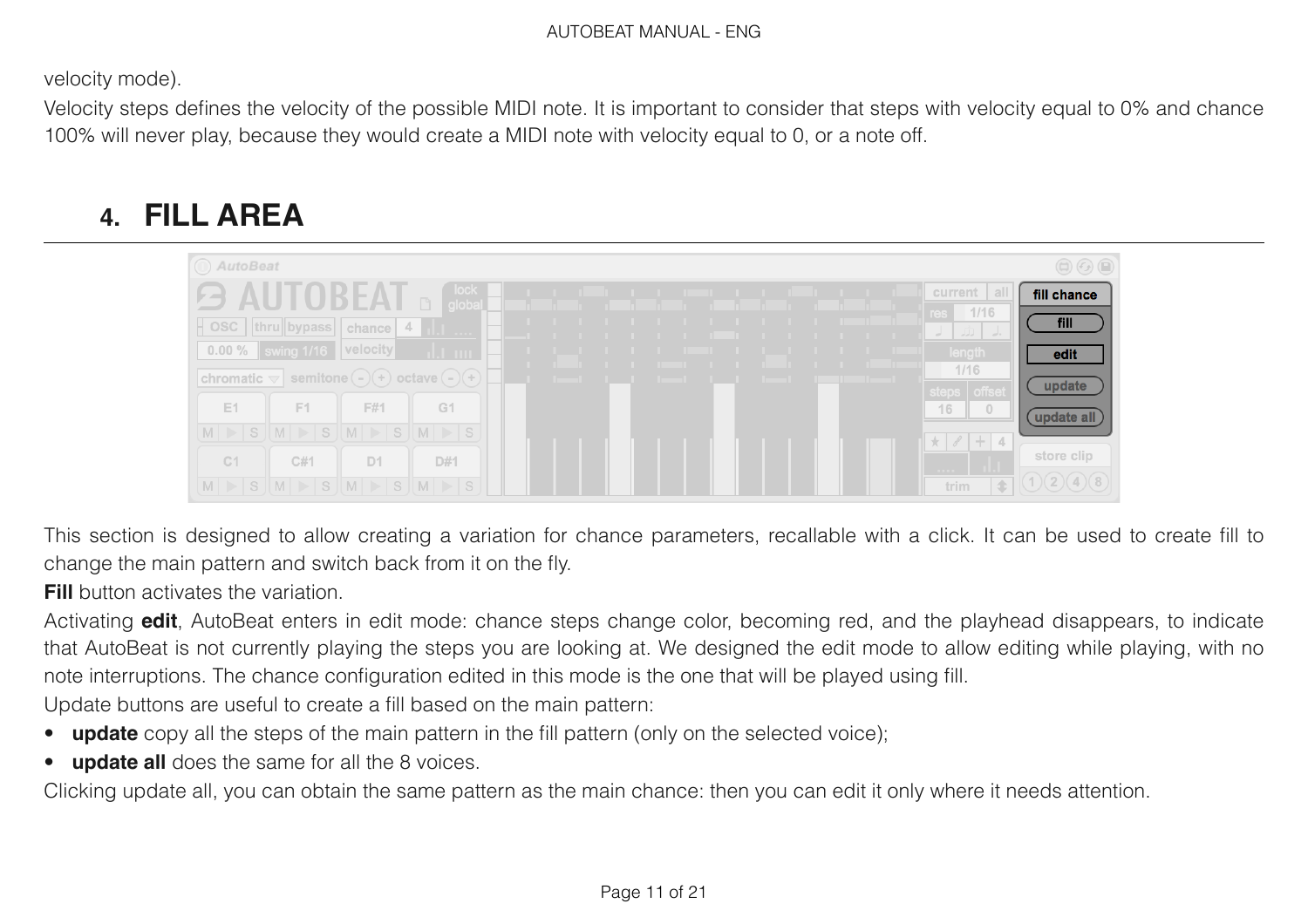velocity mode).

Velocity steps defines the velocity of the possible MIDI note. It is important to consider that steps with velocity equal to 0% and chance 100% will never play, because they would create a MIDI note with velocity equal to 0, or a note off.

## 4. FILL AREA

This section is designed to allow creating a variation for chance parameters, recallable with a click. It can be used to create fill to change the main pattern and switch back from it on the fly.

**Fill** button activates the variation.

Activating **edit**, AutoBeat enters in edit mode: chance steps change color, becoming red, and the playhead disappears, to indicate that AutoBeat is not currently playing the steps you are looking at. We designed the edit mode to allow editing while playing, with no note interruptions. The chance configuration edited in this mode is the one that will be played using fill.

Update buttons are useful to create a fill based on the main pattern:

- **update** copy all the steps of the main pattern in the fill pattern (only on the selected voice);
- **update all** does the same for all the 8 voices.

Clicking update all, you can obtain the same pattern as the main chance: then you can edit it only where it needs attention.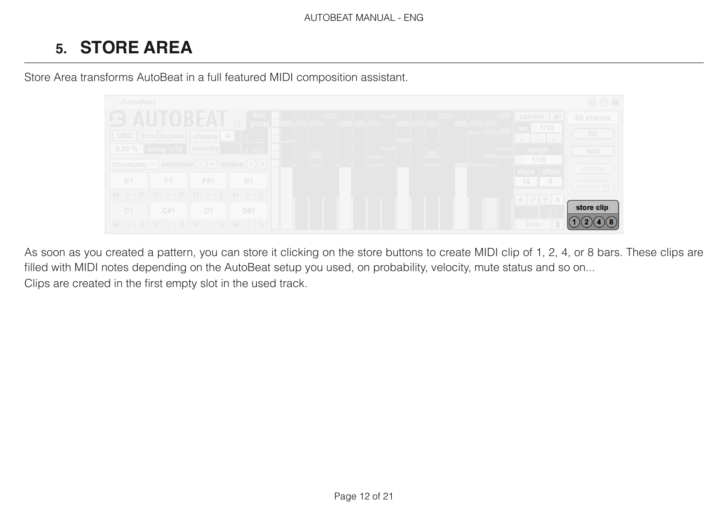# 5. STORE AREA

Store Area transforms AutoBeat in a full featured MIDI composition assistant.

As soon as you created a pattern, you can store it clicking on the store buttons to create MIDI clip of 1, 2, 4, or 8 bars. These clips are filled with MIDI notes depending on the AutoBeat setup you used, on probability, velocity, mute status and so on...

Clips are created in the first empty slot in the used track.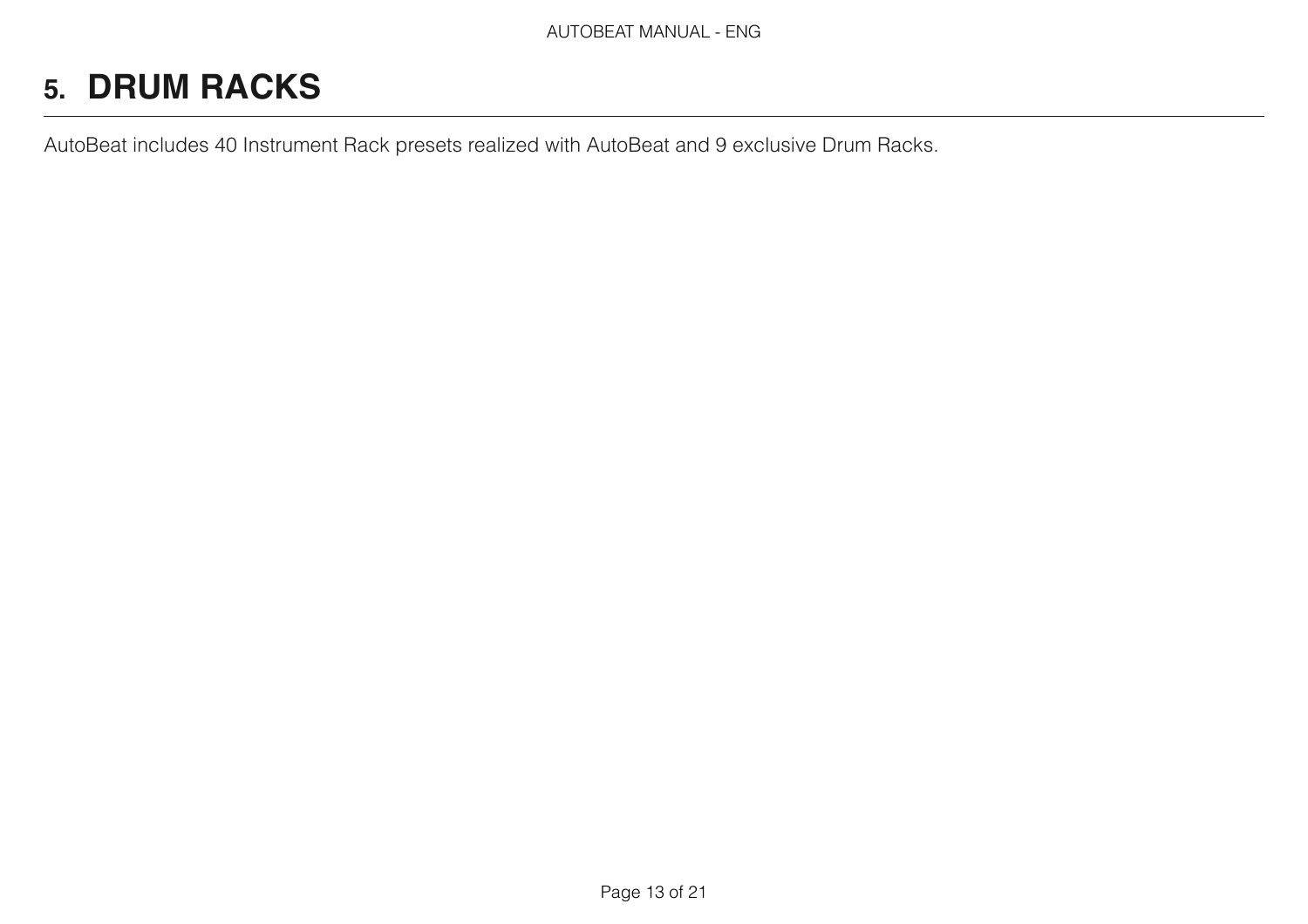# 5. DRUM RACKS

AutoBeat includes 40 Instrument Rack presets realized with AutoBeat and 9 exclusive Drum Racks.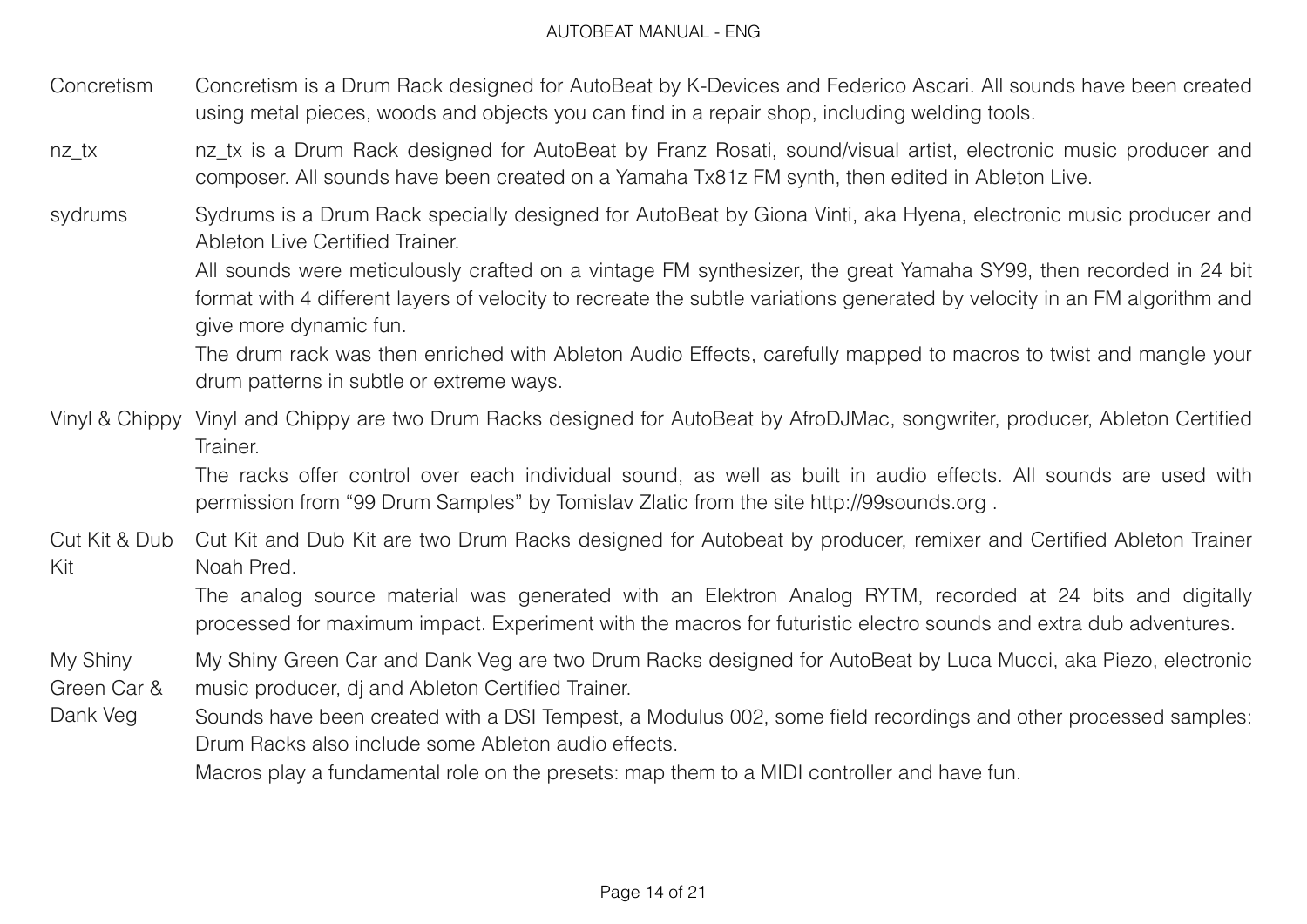| | |
|---|---|
| Concretism | Concretism is a Drum Rack designed for AutoBeat by K-Devices and Federico Ascari. All sounds have been created using metal pieces, woods and objects you can find in a repair shop, including welding tools. |
| nz_tx | nz_tx is a Drum Rack designed for AutoBeat by Franz Rosati, sound/visual artist, electronic music producer and composer. All sounds have been created on a Yamaha Tx81z FM synth, then edited in Ableton Live. |
| sydrums | Sydrums is a Drum Rack specially designed for AutoBeat by Giona Vinti, aka Hyena, electronic music producer and Ableton Live Certified Trainer.<br>All sounds were meticulously crafted on a vintage FM synthesizer, the great Yamaha SY99, then recorded in 24 bit format with 4 different layers of velocity to recreate the subtle variations generated by velocity in an FM algorithm and give more dynamic fun.<br>The drum rack was then enriched with Ableton Audio Effects, carefully mapped to macros to twist and mangle your drum patterns in subtle or extreme ways. |
| Vinyl & Chippy | Vinyl and Chippy are two Drum Racks designed for AutoBeat by AfroDJMac, songwriter, producer, Ableton Certified Trainer.<br>The racks offer control over each individual sound, as well as built in audio effects. All sounds are used with permission from "99 Drum Samples" by Tomislav Zlatic from the site http://99sounds.org . |
| Cut Kit & Dub Kit | Cut Kit and Dub Kit are two Drum Racks designed for Autobeat by producer, remixer and Certified Ableton Trainer Noah Pred.<br>The analog source material was generated with an Elektron Analog RYTM, recorded at 24 bits and digitally processed for maximum impact. Experiment with the macros for futuristic electro sounds and extra dub adventures. |
| My Shiny Green Car & Dank Veg | My Shiny Green Car and Dank Veg are two Drum Racks designed for AutoBeat by Luca Mucci, aka Piezo, electronic music producer, dj and Ableton Certified Trainer.<br>Sounds have been created with a DSI Tempest, a Modulus 002, some field recordings and other processed samples: Drum Racks also include some Ableton audio effects.<br>Macros play a fundamental role on the presets: map them to a MIDI controller and have fun. |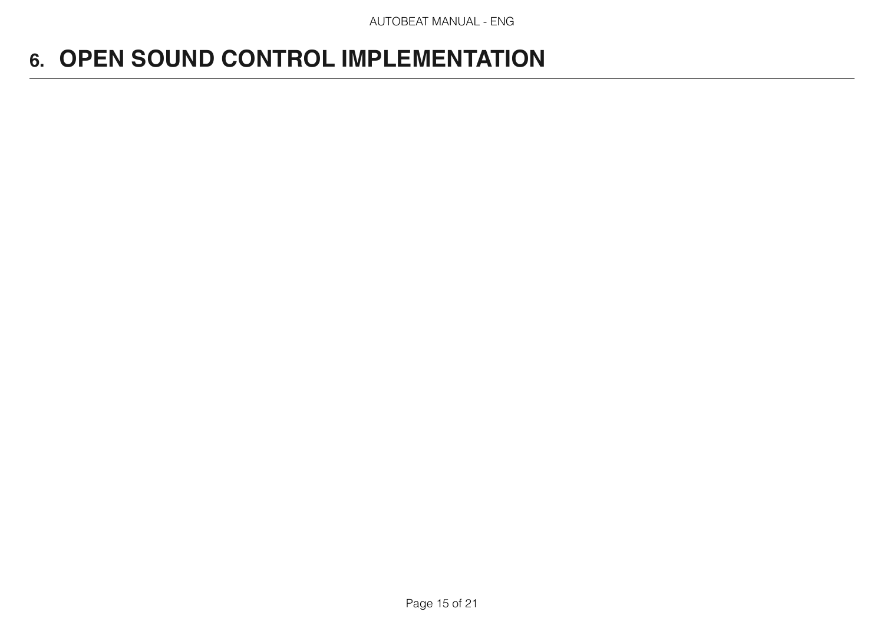# 6. OPEN SOUND CONTROL IMPLEMENTATION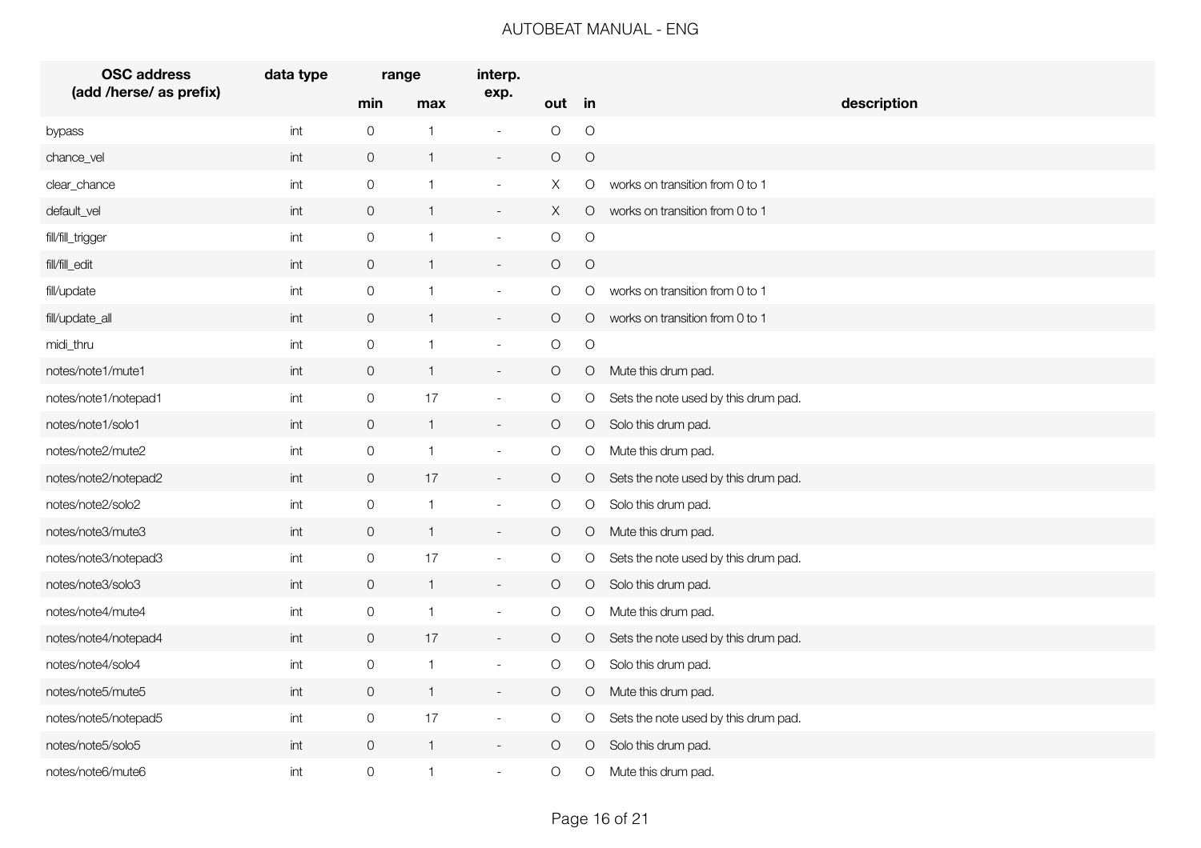| OSC address (add /herse/ as prefix) | data type | range | | interp. exp. | | | description |
|---|---|---|---|---|---|---|---|
| | | min | max | | out | in | |
| bypass | int | 0 | 1 | - | O | O | |
| chance_vel | int | 0 | 1 | - | O | O | |
| clear_chance | int | 0 | 1 | - | X | O | works on transition from 0 to 1 |
| default_vel | int | 0 | 1 | - | X | O | works on transition from 0 to 1 |
| fill/fill_trigger | int | 0 | 1 | - | O | O | |
| fill/fill_edit | int | 0 | 1 | - | O | O | |
| fill/update | int | 0 | 1 | - | O | O | works on transition from 0 to 1 |
| fill/update_all | int | 0 | 1 | - | O | O | works on transition from 0 to 1 |
| midi_thru | int | 0 | 1 | - | O | O | |
| notes/note1/mute1 | int | 0 | 1 | - | O | O | Mute this drum pad. |
| notes/note1/notepad1 | int | 0 | 17 | - | O | O | Sets the note used by this drum pad. |
| notes/note1/solo1 | int | 0 | 1 | - | O | O | Solo this drum pad. |
| notes/note2/mute2 | int | 0 | 1 | - | O | O | Mute this drum pad. |
| notes/note2/notepad2 | int | 0 | 17 | - | O | O | Sets the note used by this drum pad. |
| notes/note2/solo2 | int | 0 | 1 | - | O | O | Solo this drum pad. |
| notes/note3/mute3 | int | 0 | 1 | - | O | O | Mute this drum pad. |
| notes/note3/notepad3 | int | 0 | 17 | - | O | O | Sets the note used by this drum pad. |
| notes/note3/solo3 | int | 0 | 1 | - | O | O | Solo this drum pad. |
| notes/note4/mute4 | int | 0 | 1 | - | O | O | Mute this drum pad. |
| notes/note4/notepad4 | int | 0 | 17 | - | O | O | Sets the note used by this drum pad. |
| notes/note4/solo4 | int | 0 | 1 | - | O | O | Solo this drum pad. |
| notes/note5/mute5 | int | 0 | 1 | - | O | O | Mute this drum pad. |
| notes/note5/notepad5 | int | 0 | 17 | - | O | O | Sets the note used by this drum pad. |
| notes/note5/solo5 | int | 0 | 1 | - | O | O | Solo this drum pad. |
| notes/note6/mute6 | int | 0 | 1 | - | O | O | Mute this drum pad. |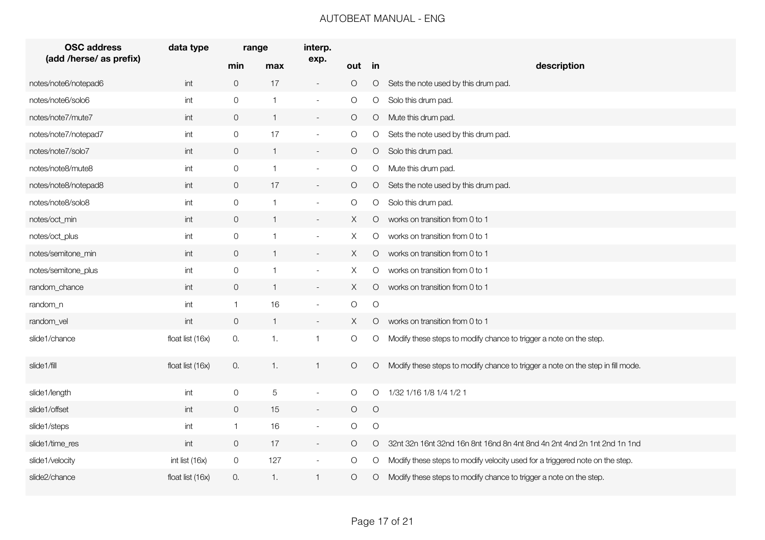| OSC address (add /herse/ as prefix) | data type | range | | interp. exp. | | | description |
|---|---|---|---|---|---|---|---|
| | | min | max | | out | in | |
| notes/note6/notepad6 | int | 0 | 17 | - | O | O | Sets the note used by this drum pad. |
| notes/note6/solo6 | int | 0 | 1 | - | O | O | Solo this drum pad. |
| notes/note7/mute7 | int | 0 | 1 | - | O | O | Mute this drum pad. |
| notes/note7/notepad7 | int | 0 | 17 | - | O | O | Sets the note used by this drum pad. |
| notes/note7/solo7 | int | 0 | 1 | - | O | O | Solo this drum pad. |
| notes/note8/mute8 | int | 0 | 1 | - | O | O | Mute this drum pad. |
| notes/note8/notepad8 | int | 0 | 17 | - | O | O | Sets the note used by this drum pad. |
| notes/note8/solo8 | int | 0 | 1 | - | O | O | Solo this drum pad. |
| notes/oct_min | int | 0 | 1 | - | X | O | works on transition from 0 to 1 |
| notes/oct_plus | int | 0 | 1 | - | X | O | works on transition from 0 to 1 |
| notes/semitone_min | int | 0 | 1 | - | X | O | works on transition from 0 to 1 |
| notes/semitone_plus | int | 0 | 1 | - | X | O | works on transition from 0 to 1 |
| random_chance | int | 0 | 1 | - | X | O | works on transition from 0 to 1 |
| random_n | int | 1 | 16 | - | O | O | |
| random_vel | int | 0 | 1 | - | X | O | works on transition from 0 to 1 |
| slide1/chance | float list (16x) | 0. | 1. | 1 | O | O | Modify these steps to modify chance to trigger a note on the step. |
| slide1/fill | float list (16x) | 0. | 1. | 1 | O | O | Modify these steps to modify chance to trigger a note on the step in fill mode. |
| slide1/length | int | 0 | 5 | - | O | O | 1/32 1/16 1/8 1/4 1/2 1 |
| slide1/offset | int | 0 | 15 | - | O | O | |
| slide1/steps | int | 1 | 16 | - | O | O | |
| slide1/time_res | int | 0 | 17 | - | O | O | 32nt 32n 16nt 32nd 16n 8nt 16nd 8n 4nt 8nd 4n 2nt 4nd 2n 1nt 2nd 1n 1nd |
| slide1/velocity | int list (16x) | 0 | 127 | - | O | O | Modify these steps to modify velocity used for a triggered note on the step. |
| slide2/chance | float list (16x) | 0. | 1. | 1 | O | O | Modify these steps to modify chance to trigger a note on the step. |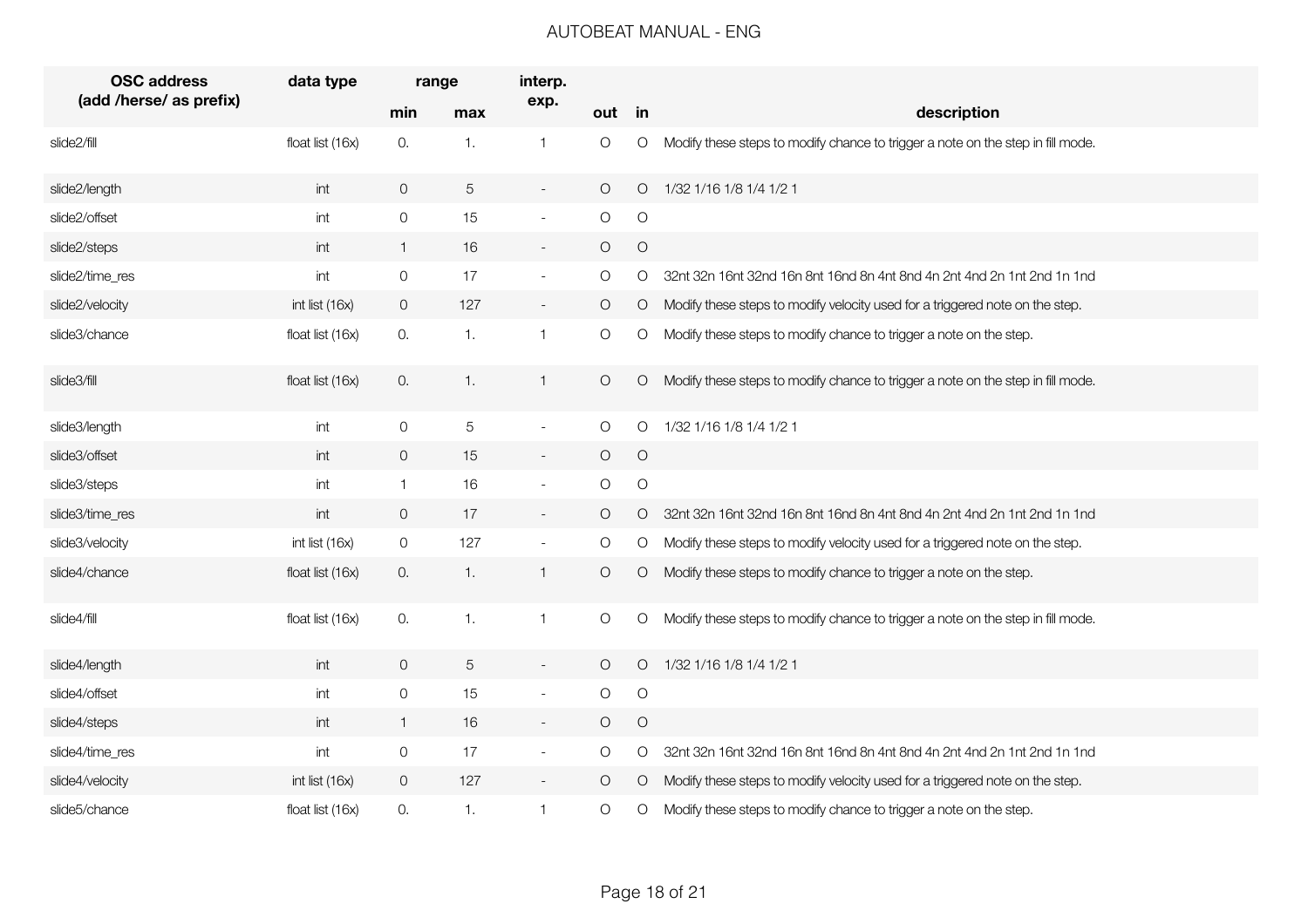| OSC address (add /herse/ as prefix) | data type | range | | interp. exp. | | | description |
|---|---|---|---|---|---|---|---|
| | | min | max | | out | in | |
| slide2/fill | float list (16x) | 0. | 1. | 1 | O | O | Modify these steps to modify chance to trigger a note on the step in fill mode. |
| slide2/length | int | 0 | 5 | - | O | O | 1/32 1/16 1/8 1/4 1/2 1 |
| slide2/offset | int | 0 | 15 | - | O | O | |
| slide2/steps | int | 1 | 16 | - | O | O | |
| slide2/time_res | int | 0 | 17 | - | O | O | 32nt 32n 16nt 32nd 16n 8nt 16nd 8n 4nt 8nd 4n 2nt 4nd 2n 1nt 2nd 1n 1nd |
| slide2/velocity | int list (16x) | 0 | 127 | - | O | O | Modify these steps to modify velocity used for a triggered note on the step. |
| slide3/chance | float list (16x) | 0. | 1. | 1 | O | O | Modify these steps to modify chance to trigger a note on the step. |
| slide3/fill | float list (16x) | 0. | 1. | 1 | O | O | Modify these steps to modify chance to trigger a note on the step in fill mode. |
| slide3/length | int | 0 | 5 | - | O | O | 1/32 1/16 1/8 1/4 1/2 1 |
| slide3/offset | int | 0 | 15 | - | O | O | |
| slide3/steps | int | 1 | 16 | - | O | O | |
| slide3/time_res | int | 0 | 17 | - | O | O | 32nt 32n 16nt 32nd 16n 8nt 16nd 8n 4nt 8nd 4n 2nt 4nd 2n 1nt 2nd 1n 1nd |
| slide3/velocity | int list (16x) | 0 | 127 | - | O | O | Modify these steps to modify velocity used for a triggered note on the step. |
| slide4/chance | float list (16x) | 0. | 1. | 1 | O | O | Modify these steps to modify chance to trigger a note on the step. |
| slide4/fill | float list (16x) | 0. | 1. | 1 | O | O | Modify these steps to modify chance to trigger a note on the step in fill mode. |
| slide4/length | int | 0 | 5 | - | O | O | 1/32 1/16 1/8 1/4 1/2 1 |
| slide4/offset | int | 0 | 15 | - | O | O | |
| slide4/steps | int | 1 | 16 | - | O | O | |
| slide4/time_res | int | 0 | 17 | - | O | O | 32nt 32n 16nt 32nd 16n 8nt 16nd 8n 4nt 8nd 4n 2nt 4nd 2n 1nt 2nd 1n 1nd |
| slide4/velocity | int list (16x) | 0 | 127 | - | O | O | Modify these steps to modify velocity used for a triggered note on the step. |
| slide5/chance | float list (16x) | 0. | 1. | 1 | O | O | Modify these steps to modify chance to trigger a note on the step. |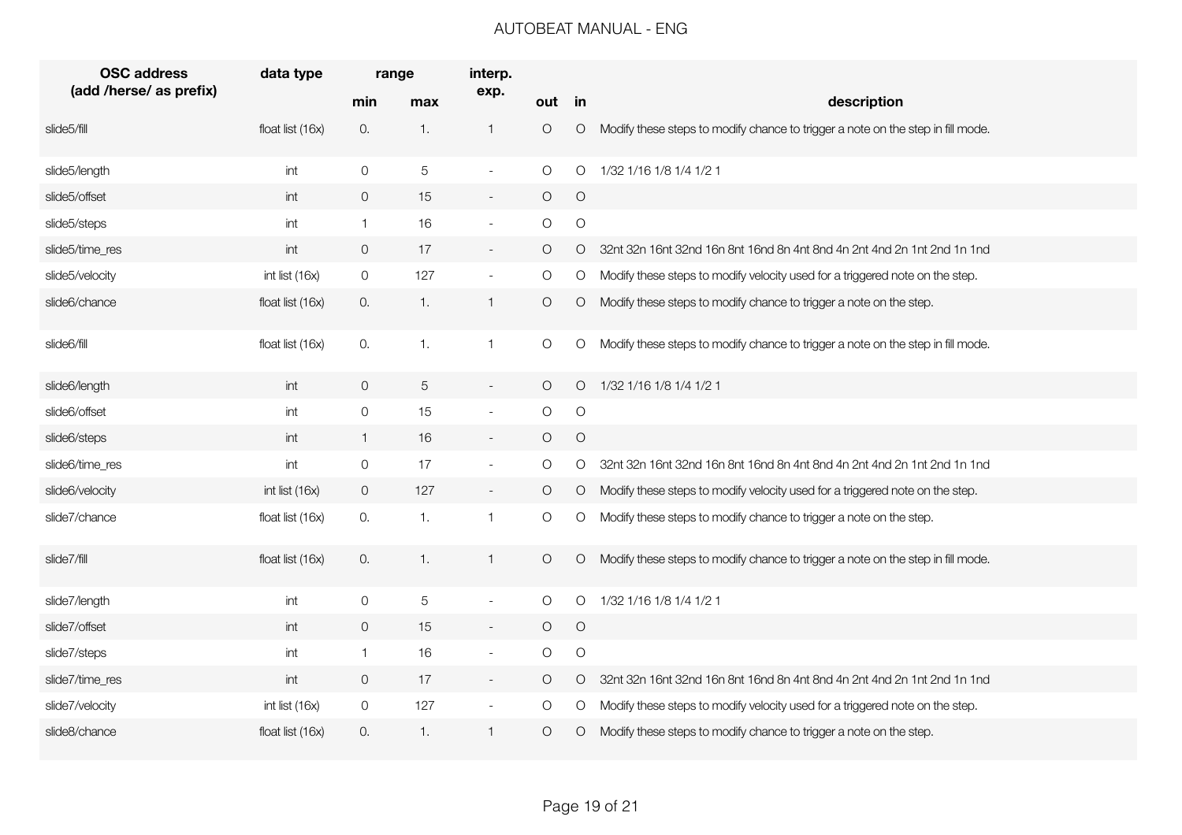| OSC address (add /herse/ as prefix) | data type | range | | interp. exp. | | | description |
|---|---|---|---|---|---|---|---|
| | | min | max | | out | in | |
| slide5/fill | float list (16x) | 0. | 1. | 1 | O | O | Modify these steps to modify chance to trigger a note on the step in fill mode. |
| slide5/length | int | 0 | 5 | - | O | O | 1/32 1/16 1/8 1/4 1/2 1 |
| slide5/offset | int | 0 | 15 | - | O | O | |
| slide5/steps | int | 1 | 16 | - | O | O | |
| slide5/time_res | int | 0 | 17 | - | O | O | 32nt 32n 16nt 32nd 16n 8nt 16nd 8n 4nt 8nd 4n 2nt 4nd 2n 1nt 2nd 1n 1nd |
| slide5/velocity | int list (16x) | 0 | 127 | - | O | O | Modify these steps to modify velocity used for a triggered note on the step. |
| slide6/chance | float list (16x) | 0. | 1. | 1 | O | O | Modify these steps to modify chance to trigger a note on the step. |
| slide6/fill | float list (16x) | 0. | 1. | 1 | O | O | Modify these steps to modify chance to trigger a note on the step in fill mode. |
| slide6/length | int | 0 | 5 | - | O | O | 1/32 1/16 1/8 1/4 1/2 1 |
| slide6/offset | int | 0 | 15 | - | O | O | |
| slide6/steps | int | 1 | 16 | - | O | O | |
| slide6/time_res | int | 0 | 17 | - | O | O | 32nt 32n 16nt 32nd 16n 8nt 16nd 8n 4nt 8nd 4n 2nt 4nd 2n 1nt 2nd 1n 1nd |
| slide6/velocity | int list (16x) | 0 | 127 | - | O | O | Modify these steps to modify velocity used for a triggered note on the step. |
| slide7/chance | float list (16x) | 0. | 1. | 1 | O | O | Modify these steps to modify chance to trigger a note on the step. |
| slide7/fill | float list (16x) | 0. | 1. | 1 | O | O | Modify these steps to modify chance to trigger a note on the step in fill mode. |
| slide7/length | int | 0 | 5 | - | O | O | 1/32 1/16 1/8 1/4 1/2 1 |
| slide7/offset | int | 0 | 15 | - | O | O | |
| slide7/steps | int | 1 | 16 | - | O | O | |
| slide7/time_res | int | 0 | 17 | - | O | O | 32nt 32n 16nt 32nd 16n 8nt 16nd 8n 4nt 8nd 4n 2nt 4nd 2n 1nt 2nd 1n 1nd |
| slide7/velocity | int list (16x) | 0 | 127 | - | O | O | Modify these steps to modify velocity used for a triggered note on the step. |
| slide8/chance | float list (16x) | 0. | 1. | 1 | O | O | Modify these steps to modify chance to trigger a note on the step. |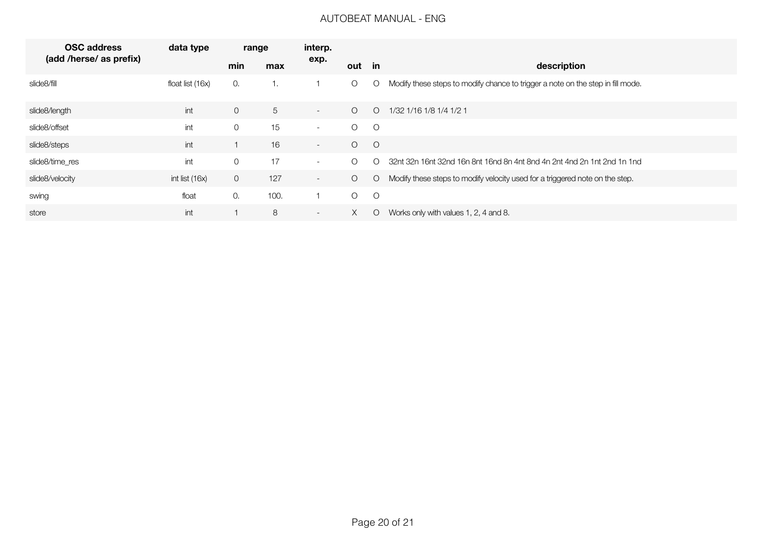| OSC address (add /herse/ as prefix) | data type | range | | interp. exp. | | | description |
|---|---|---|---|---|---|---|---|
| | | min | max | | out | in | |
| slide8/fill | float list (16x) | 0. | 1. | 1 | O | O | Modify these steps to modify chance to trigger a note on the step in fill mode. |
| slide8/length | int | 0 | 5 | - | O | O | 1/32 1/16 1/8 1/4 1/2 1 |
| slide8/offset | int | 0 | 15 | - | O | O | |
| slide8/steps | int | 1 | 16 | - | O | O | |
| slide8/time_res | int | 0 | 17 | - | O | O | 32nt 32n 16nt 32nd 16n 8nt 16nd 8n 4nt 8nd 4n 2nt 4nd 2n 1nt 2nd 1n 1nd |
| slide8/velocity | int list (16x) | 0 | 127 | - | O | O | Modify these steps to modify velocity used for a triggered note on the step. |
| swing | float | 0. | 100. | 1 | O | O | |
| store | int | 1 | 8 | - | X | O | Works only with values 1, 2, 4 and 8. |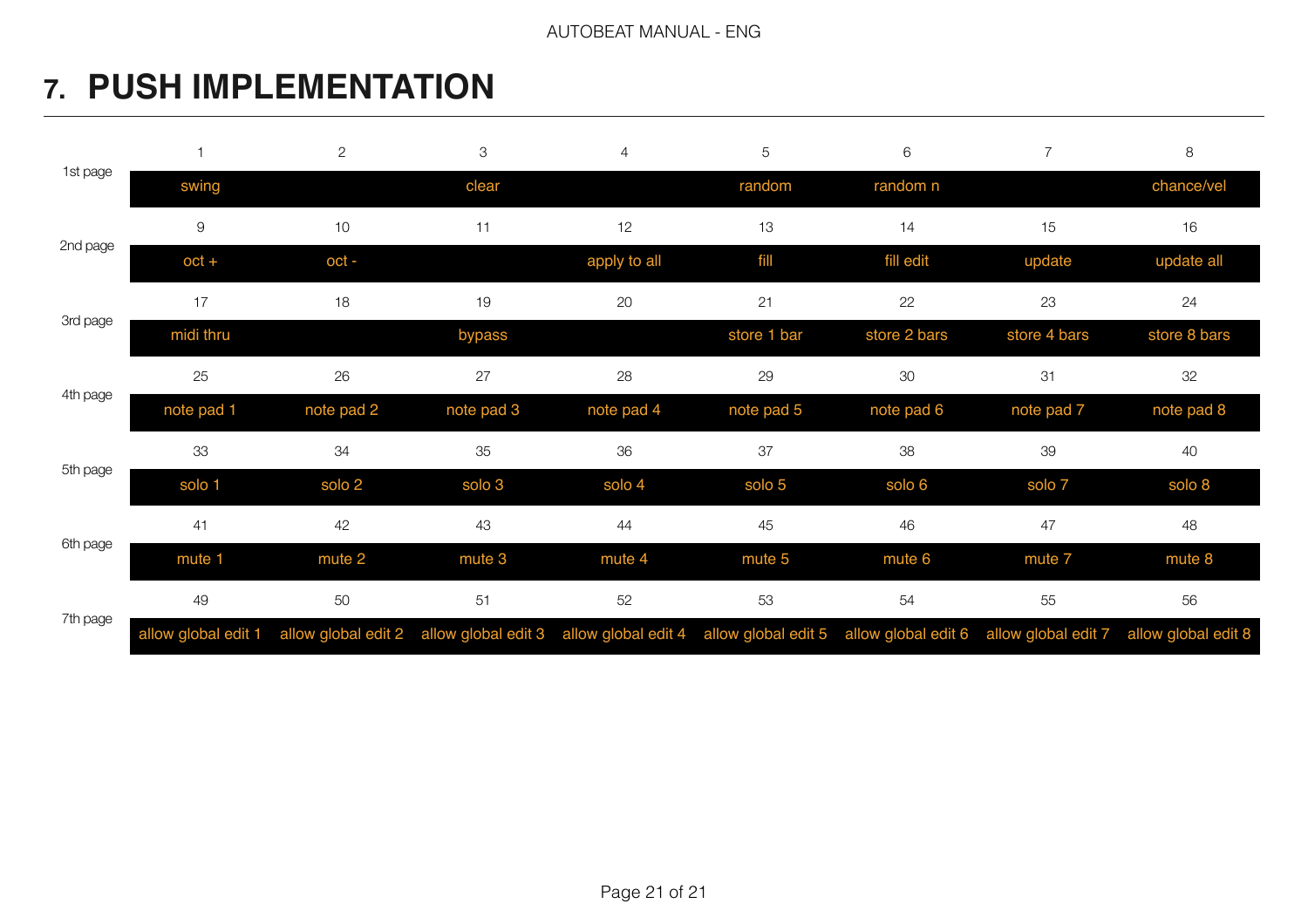# 7. PUSH IMPLEMENTATION

| | 1 | 2 | 3 | 4 | 5 | 6 | 7 | 8 |
|---|---|---|---|---|---|---|---|---|
| 1st page | swing | | clear | | random | random n | | chance/vel |
| | 9 | 10 | 11 | 12 | 13 | 14 | 15 | 16 |
| 2nd page | oct + | oct - | | apply to all | fill | fill edit | update | update all |
| | 17 | 18 | 19 | 20 | 21 | 22 | 23 | 24 |
| 3rd page | midi thru | | bypass | | store 1 bar | store 2 bars | store 4 bars | store 8 bars |
| | 25 | 26 | 27 | 28 | 29 | 30 | 31 | 32 |
| 4th page | note pad 1 | note pad 2 | note pad 3 | note pad 4 | note pad 5 | note pad 6 | note pad 7 | note pad 8 |
| | 33 | 34 | 35 | 36 | 37 | 38 | 39 | 40 |
| 5th page | solo 1 | solo 2 | solo 3 | solo 4 | solo 5 | solo 6 | solo 7 | solo 8 |
| | 41 | 42 | 43 | 44 | 45 | 46 | 47 | 48 |
| 6th page | mute 1 | mute 2 | mute 3 | mute 4 | mute 5 | mute 6 | mute 7 | mute 8 |
| | 49 | 50 | 51 | 52 | 53 | 54 | 55 | 56 |
| 7th page | allow global edit 1 | allow global edit 2 | allow global edit 3 | allow global edit 4 | allow global edit 5 | allow global edit 6 | allow global edit 7 | allow global edit 8 |